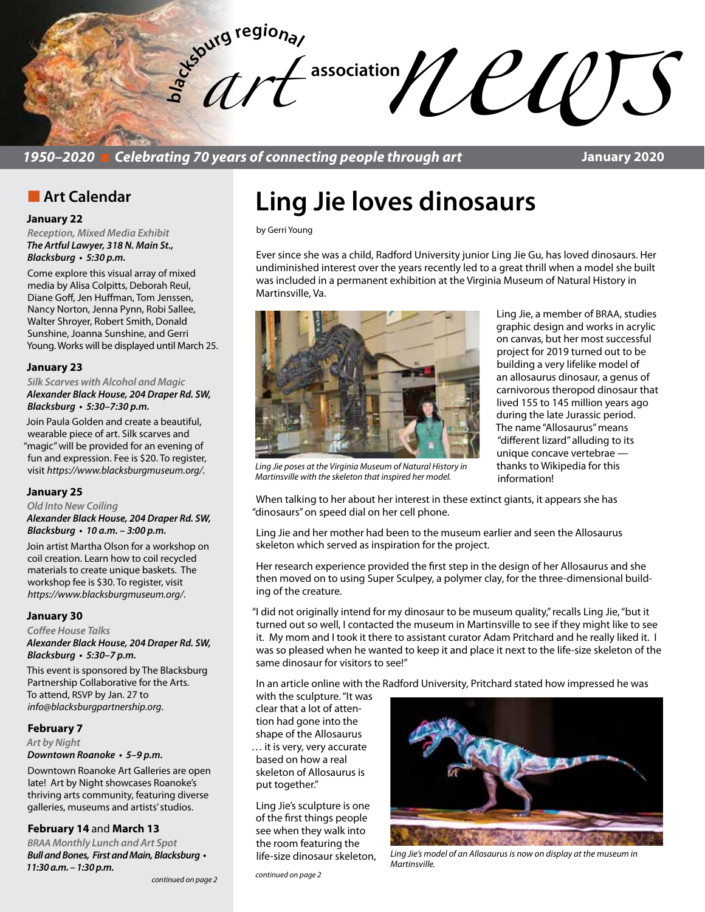# blacksburg regional art association news

*1950–2020* ■ *Celebrating 70 years of connecting people through art*

**January 2020**

## ■ Art Calendar

### January 22

*Reception, Mixed Media Exhibit*
***The Artful Lawyer, 318 N. Main St., Blacksburg • 5:30 p.m.***

Come explore this visual array of mixed media by Alisa Colpitts, Deborah Reul, Diane Goff, Jen Huffman, Tom Jenssen, Nancy Norton, Jenna Pynn, Robi Sallee, Walter Shroyer, Robert Smith, Donald Sunshine, Joanna Sunshine, and Gerri Young. Works will be displayed until March 25.

### January 23

*Silk Scarves with Alcohol and Magic*
***Alexander Black House, 204 Draper Rd. SW, Blacksburg • 5:30–7:30 p.m.***

Join Paula Golden and create a beautiful, wearable piece of art. Silk scarves and "magic" will be provided for an evening of fun and expression. Fee is $20. To register, visit *https://www.blacksburgmuseum.org/*.

### January 25

*Old Into New Coiling*
***Alexander Black House, 204 Draper Rd. SW, Blacksburg • 10 a.m. – 3:00 p.m.***

Join artist Martha Olson for a workshop on coil creation. Learn how to coil recycled materials to create unique baskets. The workshop fee is $30. To register, visit *https://www.blacksburgmuseum.org/*.

### January 30

*Coffee House Talks*
***Alexander Black House, 204 Draper Rd. SW, Blacksburg • 5:30–7 p.m.***

This event is sponsored by The Blacksburg Partnership Collaborative for the Arts. To attend, RSVP by Jan. 27 to *info@blacksburgpartnership.org*.

### February 7

*Art by Night*
***Downtown Roanoke • 5–9 p.m.***

Downtown Roanoke Art Galleries are open late! Art by Night showcases Roanoke's thriving arts community, featuring diverse galleries, museums and artists' studios.

### February 14 and March 13

*BRAA Monthly Lunch and Art Spot*
***Bull and Bones, First and Main, Blacksburg • 11:30 a.m. – 1:30 p.m.***

*continued on page 2*

# Ling Jie loves dinosaurs

by Gerri Young

Ever since she was a child, Radford University junior Ling Jie Gu, has loved dinosaurs. Her undiminished interest over the years recently led to a great thrill when a model she built was included in a permanent exhibition at the Virginia Museum of Natural History in Martinsville, Va.

*Ling Jie poses at the Virginia Museum of Natural History in Martinsville with the skeleton that inspired her model.*

Ling Jie, a member of BRAA, studies graphic design and works in acrylic on canvas, but her most successful project for 2019 turned out to be building a very lifelike model of an allosaurus dinosaur, a genus of carnivorous theropod dinosaur that lived 155 to 145 million years ago during the late Jurassic period. The name "Allosaurus" means "different lizard" alluding to its unique concave vertebrae — thanks to Wikipedia for this information!

When talking to her about her interest in these extinct giants, it appears she has "dinosaurs" on speed dial on her cell phone.

Ling Jie and her mother had been to the museum earlier and seen the Allosaurus skeleton which served as inspiration for the project.

Her research experience provided the first step in the design of her Allosaurus and she then moved on to using Super Sculpey, a polymer clay, for the three-dimensional building of the creature.

"I did not originally intend for my dinosaur to be museum quality," recalls Ling Jie, "but it turned out so well, I contacted the museum in Martinsville to see if they might like to see it. My mom and I took it there to assistant curator Adam Pritchard and he really liked it. I was so pleased when he wanted to keep it and place it next to the life-size skeleton of the same dinosaur for visitors to see!"

In an article online with the Radford University, Pritchard stated how impressed he was with the sculpture. "It was clear that a lot of attention had gone into the shape of the Allosaurus … it is very, very accurate based on how a real skeleton of Allosaurus is put together."

Ling Jie's sculpture is one of the first things people see when they walk into the room featuring the life-size dinosaur skeleton,

*continued on page 2*

*Ling Jie's model of an Allosaurus is now on display at the museum in Martinsville.*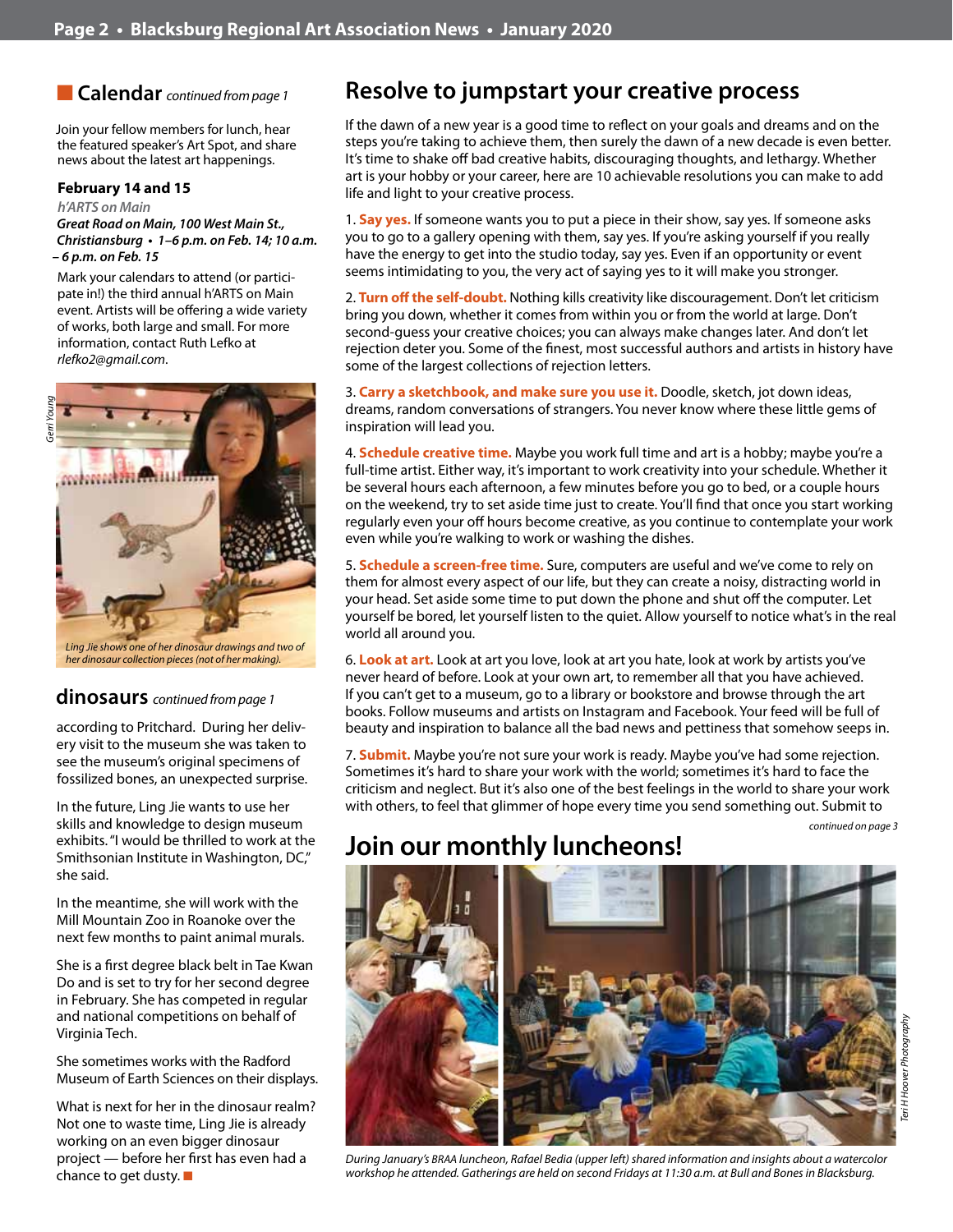## Calendar *continued from page 1*

Join your fellow members for lunch, hear the featured speaker's Art Spot, and share news about the latest art happenings.

### February 14 and 15

*h'ARTS on Main*

***Great Road on Main, 100 West Main St., Christiansburg • 1–6 p.m. on Feb. 14; 10 a.m. – 6 p.m. on Feb. 15***

Mark your calendars to attend (or participate in!) the third annual h'ARTS on Main event. Artists will be offering a wide variety of works, both large and small. For more information, contact Ruth Lefko at *rlefko2@gmail.com*.

*Gerri Young*

*Ling Jie shows one of her dinosaur drawings and two of her dinosaur collection pieces (not of her making).*

## dinosaurs *continued from page 1*

according to Pritchard. During her delivery visit to the museum she was taken to see the museum's original specimens of fossilized bones, an unexpected surprise.

In the future, Ling Jie wants to use her skills and knowledge to design museum exhibits. "I would be thrilled to work at the Smithsonian Institute in Washington, DC," she said.

In the meantime, she will work with the Mill Mountain Zoo in Roanoke over the next few months to paint animal murals.

She is a first degree black belt in Tae Kwan Do and is set to try for her second degree in February. She has competed in regular and national competitions on behalf of Virginia Tech.

She sometimes works with the Radford Museum of Earth Sciences on their displays.

What is next for her in the dinosaur realm? Not one to waste time, Ling Jie is already working on an even bigger dinosaur project — before her first has even had a chance to get dusty. ■

# Resolve to jumpstart your creative process

If the dawn of a new year is a good time to reflect on your goals and dreams and on the steps you're taking to achieve them, then surely the dawn of a new decade is even better. It's time to shake off bad creative habits, discouraging thoughts, and lethargy. Whether art is your hobby or your career, here are 10 achievable resolutions you can make to add life and light to your creative process.

1. **Say yes.** If someone wants you to put a piece in their show, say yes. If someone asks you to go to a gallery opening with them, say yes. If you're asking yourself if you really have the energy to get into the studio today, say yes. Even if an opportunity or event seems intimidating to you, the very act of saying yes to it will make you stronger.

2. **Turn off the self-doubt.** Nothing kills creativity like discouragement. Don't let criticism bring you down, whether it comes from within you or from the world at large. Don't second-guess your creative choices; you can always make changes later. And don't let rejection deter you. Some of the finest, most successful authors and artists in history have some of the largest collections of rejection letters.

3. **Carry a sketchbook, and make sure you use it.** Doodle, sketch, jot down ideas, dreams, random conversations of strangers. You never know where these little gems of inspiration will lead you.

4. **Schedule creative time.** Maybe you work full time and art is a hobby; maybe you're a full-time artist. Either way, it's important to work creativity into your schedule. Whether it be several hours each afternoon, a few minutes before you go to bed, or a couple hours on the weekend, try to set aside time just to create. You'll find that once you start working regularly even your off hours become creative, as you continue to contemplate your work even while you're walking to work or washing the dishes.

5. **Schedule a screen-free time.** Sure, computers are useful and we've come to rely on them for almost every aspect of our life, but they can create a noisy, distracting world in your head. Set aside some time to put down the phone and shut off the computer. Let yourself be bored, let yourself listen to the quiet. Allow yourself to notice what's in the real world all around you.

6. **Look at art.** Look at art you love, look at art you hate, look at work by artists you've never heard of before. Look at your own art, to remember all that you have achieved. If you can't get to a museum, go to a library or bookstore and browse through the art books. Follow museums and artists on Instagram and Facebook. Your feed will be full of beauty and inspiration to balance all the bad news and pettiness that somehow seeps in.

7. **Submit.** Maybe you're not sure your work is ready. Maybe you've had some rejection. Sometimes it's hard to share your work with the world; sometimes it's hard to face the criticism and neglect. But it's also one of the best feelings in the world to share your work with others, to feel that glimmer of hope every time you send something out. Submit to

*continued on page 3*

# Join our monthly luncheons!

*Teri H Hoover Photography*

*During January's BRAA luncheon, Rafael Bedia (upper left) shared information and insights about a watercolor workshop he attended. Gatherings are held on second Fridays at 11:30 a.m. at Bull and Bones in Blacksburg.*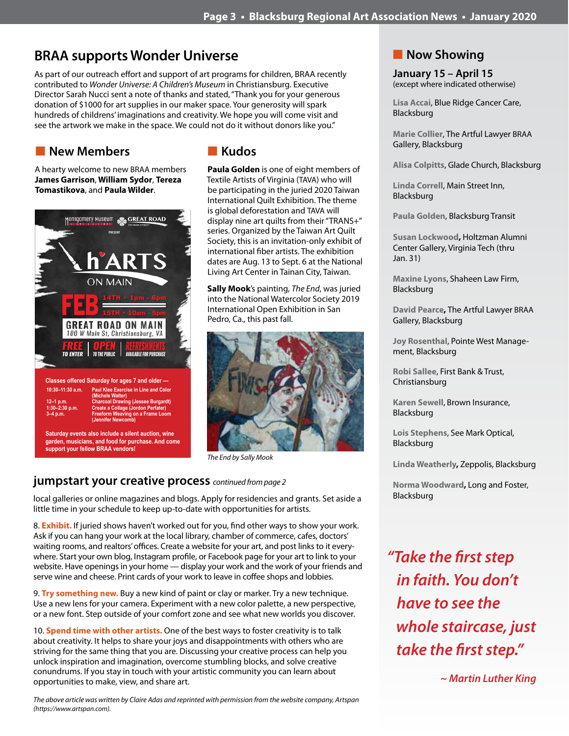## BRAA supports Wonder Universe

As part of our outreach effort and support of art programs for children, BRAA recently contributed to *Wonder Universe: A Children's Museum* in Christiansburg. Executive Director Sarah Nucci sent a note of thanks and stated, "Thank you for your generous donation of $1000 for art supplies in our maker space. Your generosity will spark hundreds of childrens' imaginations and creativity. We hope you will come visit and see the artwork we make in the space. We could not do it without donors like you."

## New Members

A hearty welcome to new BRAA members **James Garrison**, **William Sydor**, **Tereza Tomastikova**, and **Paula Wilder**.

Montgomery Museum · Great Road on Main Street present

**h'ARTS ON MAIN**

**FEB** 14TH • 1pm - 6pm
15TH • 10am - 5pm

**GREAT ROAD ON MAIN**
100 W Main St, Christiansburg, VA

**FREE** TO ENTER | **OPEN** TO THE PUBLIC | **REFRESHMENTS** AVAILABLE FOR PURCHASE

Classes offered Saturday for ages 7 and older —

- 10:30–11:30 a.m. Paul Klee Exercise in Line and Color (Michele Walter)
- 12–1 p.m. Charcoal Drawing (Jessee Burgardt)
- 1:30–2:30 p.m. Create a Collage (Jordon Perfater)
- 3–4 p.m. Freeform Weaving on a Frame Loom (Jennifer Newcomb)

Saturday events also include a silent auction, wine garden, musicians, and food for purchase. And come support your fellow BRAA vendors!

## Kudos

**Paula Golden** is one of eight members of Textile Artists of Virginia (TAVA) who will be participating in the juried 2020 Taiwan International Quilt Exhibition. The theme is global deforestation and TAVA will display nine art quilts from their "TRANS+" series. Organized by the Taiwan Art Quilt Society, this is an invitation-only exhibit of international fiber artists. The exhibition dates are Aug. 13 to Sept. 6 at the National Living Art Center in Tainan City, Taiwan.

**Sally Mook**'s painting, *The End*, was juried into the National Watercolor Society 2019 International Open Exhibition in San Pedro, Ca., this past fall.

*The End by Sally Mook*

## jumpstart your creative process *continued from page 2*

local galleries or online magazines and blogs. Apply for residencies and grants. Set aside a little time in your schedule to keep up-to-date with opportunities for artists.

8. **Exhibit.** If juried shows haven't worked out for you, find other ways to show your work. Ask if you can hang your work at the local library, chamber of commerce, cafes, doctors' waiting rooms, and realtors' offices. Create a website for your art, and post links to it everywhere. Start your own blog, Instagram profile, or Facebook page for your art to link to your website. Have openings in your home — display your work and the work of your friends and serve wine and cheese. Print cards of your work to leave in coffee shops and lobbies.

9. **Try something new.** Buy a new kind of paint or clay or marker. Try a new technique. Use a new lens for your camera. Experiment with a new color palette, a new perspective, or a new font. Step outside of your comfort zone and see what new worlds you discover.

10. **Spend time with other artists.** One of the best ways to foster creativity is to talk about creativity. It helps to share your joys and disappointments with others who are striving for the same thing that you are. Discussing your creative process can help you unlock inspiration and imagination, overcome stumbling blocks, and solve creative conundrums. If you stay in touch with your artistic community you can learn about opportunities to make, view, and share art.

*The above article was written by Claire Adas and reprinted with permission from the website company, Artspan (https://www.artspan.com).*

## Now Showing

### January 15 – April 15

(except where indicated otherwise)

**Lisa Accai**, Blue Ridge Cancer Care, Blacksburg

**Marie Collier**, The Artful Lawyer BRAA Gallery, Blacksburg

**Alisa Colpitts**, Glade Church, Blacksburg

**Linda Correll**, Main Street Inn, Blacksburg

**Paula Golden**, Blacksburg Transit

**Susan Lockwood**, Holtzman Alumni Center Gallery, Virginia Tech (thru Jan. 31)

**Maxine Lyons**, Shaheen Law Firm, Blacksburg

**David Pearce**, The Artful Lawyer BRAA Gallery, Blacksburg

**Joy Rosenthal**, Pointe West Management, Blacksburg

**Robi Sallee**, First Bank & Trust, Christiansburg

**Karen Sewell**, Brown Insurance, Blacksburg

**Lois Stephens**, See Mark Optical, Blacksburg

**Linda Weatherly**, Zeppolis, Blacksburg

**Norma Woodward**, Long and Foster, Blacksburg

*"Take the first step in faith. You don't have to see the whole staircase, just take the first step."*

*~ Martin Luther King*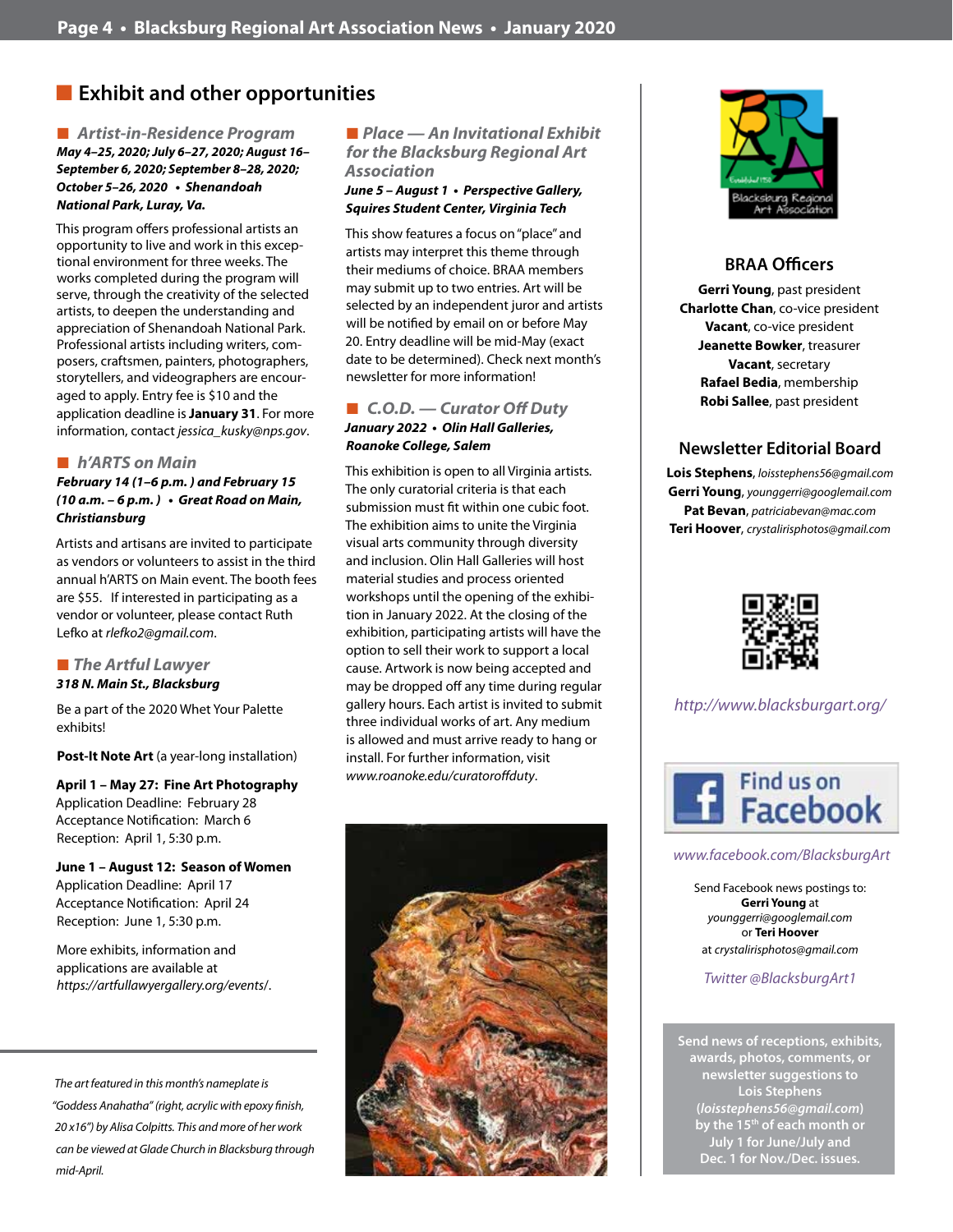## Exhibit and other opportunities

### Artist-in-Residence Program

***May 4–25, 2020; July 6–27, 2020; August 16–September 6, 2020; September 8–28, 2020; October 5–26, 2020 • Shenandoah National Park, Luray, Va.***

This program offers professional artists an opportunity to live and work in this exceptional environment for three weeks. The works completed during the program will serve, through the creativity of the selected artists, to deepen the understanding and appreciation of Shenandoah National Park. Professional artists including writers, composers, craftsmen, painters, photographers, storytellers, and videographers are encouraged to apply. Entry fee is $10 and the application deadline is **January 31**. For more information, contact *jessica_kusky@nps.gov*.

### h'ARTS on Main

***February 14 (1–6 p.m. ) and February 15 (10 a.m. – 6 p.m. ) • Great Road on Main, Christiansburg***

Artists and artisans are invited to participate as vendors or volunteers to assist in the third annual h'ARTS on Main event. The booth fees are $55. If interested in participating as a vendor or volunteer, please contact Ruth Lefko at *rlefko2@gmail.com*.

### The Artful Lawyer

***318 N. Main St., Blacksburg***

Be a part of the 2020 Whet Your Palette exhibits!

**Post-It Note Art** (a year-long installation)

**April 1 – May 27: Fine Art Photography**
Application Deadline: February 28
Acceptance Notification: March 6
Reception: April 1, 5:30 p.m.

**June 1 – August 12: Season of Women**
Application Deadline: April 17
Acceptance Notification: April 24
Reception: June 1, 5:30 p.m.

More exhibits, information and applications are available at *https://artfullawyergallery.org/events/*.

### Place — An Invitational Exhibit for the Blacksburg Regional Art Association

***June 5 – August 1 • Perspective Gallery, Squires Student Center, Virginia Tech***

This show features a focus on "place" and artists may interpret this theme through their mediums of choice. BRAA members may submit up to two entries. Art will be selected by an independent juror and artists will be notified by email on or before May 20. Entry deadline will be mid-May (exact date to be determined). Check next month's newsletter for more information!

### C.O.D. — Curator Off Duty

***January 2022 • Olin Hall Galleries, Roanoke College, Salem***

This exhibition is open to all Virginia artists. The only curatorial criteria is that each submission must fit within one cubic foot. The exhibition aims to unite the Virginia visual arts community through diversity and inclusion. Olin Hall Galleries will host material studies and process oriented workshops until the opening of the exhibition in January 2022. At the closing of the exhibition, participating artists will have the option to sell their work to support a local cause. Artwork is now being accepted and may be dropped off any time during regular gallery hours. Each artist is invited to submit three individual works of art. Any medium is allowed and must arrive ready to hang or install. For further information, visit *www.roanoke.edu/curatoroffduty*.

*The art featured in this month's nameplate is "Goddess Anahatha" (right, acrylic with epoxy finish, 20 x16") by Alisa Colpitts. This and more of her work can be viewed at Glade Church in Blacksburg through mid-April.*

### BRAA Officers

**Gerri Young**, past president
**Charlotte Chan**, co-vice president
**Vacant**, co-vice president
**Jeanette Bowker**, treasurer
**Vacant**, secretary
**Rafael Bedia**, membership
**Robi Sallee**, past president

### Newsletter Editorial Board

**Lois Stephens**, *loisstephens56@gmail.com*
**Gerri Young**, *younggerri@googlemail.com*
**Pat Bevan**, *patriciabevan@mac.com*
**Teri Hoover**, *crystalirisphotos@gmail.com*

*http://www.blacksburgart.org/*

Find us on Facebook

*www.facebook.com/BlacksburgArt*

Send Facebook news postings to: **Gerri Young** at *younggerri@googlemail.com* or **Teri Hoover** at *crystalirisphotos@gmail.com*

*Twitter @BlacksburgArt1*

**Send news of receptions, exhibits, awards, photos, comments, or newsletter suggestions to Lois Stephens (*loisstephens56@gmail.com*) by the 15th of each month or July 1 for June/July and Dec. 1 for Nov./Dec. issues.**